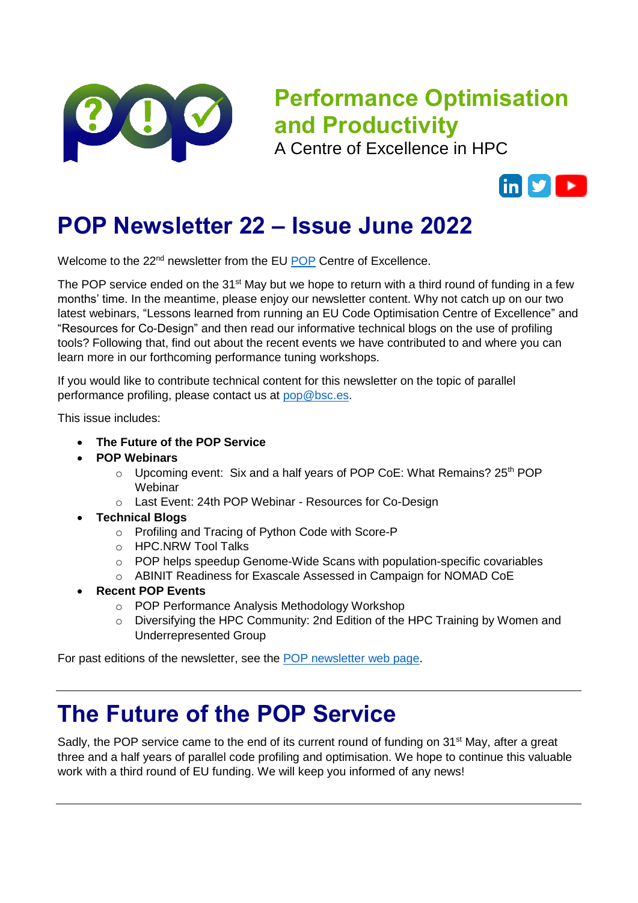# Performance Optimisation and Productivity

A Centre of Excellence in HPC

# POP Newsletter 22 – Issue June 2022

Welcome to the 22nd newsletter from the EU POP Centre of Excellence.

The POP service ended on the 31st May but we hope to return with a third round of funding in a few months' time. In the meantime, please enjoy our newsletter content. Why not catch up on our two latest webinars, "Lessons learned from running an EU Code Optimisation Centre of Excellence" and "Resources for Co-Design" and then read our informative technical blogs on the use of profiling tools? Following that, find out about the recent events we have contributed to and where you can learn more in our forthcoming performance tuning workshops.

If you would like to contribute technical content for this newsletter on the topic of parallel performance profiling, please contact us at pop@bsc.es.

This issue includes:

- **The Future of the POP Service**
- **POP Webinars**
  - Upcoming event: Six and a half years of POP CoE: What Remains? 25th POP Webinar
  - Last Event: 24th POP Webinar - Resources for Co-Design
- **Technical Blogs**
  - Profiling and Tracing of Python Code with Score-P
  - HPC.NRW Tool Talks
  - POP helps speedup Genome-Wide Scans with population-specific covariables
  - ABINIT Readiness for Exascale Assessed in Campaign for NOMAD CoE
- **Recent POP Events**
  - POP Performance Analysis Methodology Workshop
  - Diversifying the HPC Community: 2nd Edition of the HPC Training by Women and Underrepresented Group

For past editions of the newsletter, see the POP newsletter web page.

---

# The Future of the POP Service

Sadly, the POP service came to the end of its current round of funding on 31st May, after a great three and a half years of parallel code profiling and optimisation. We hope to continue this valuable work with a third round of EU funding. We will keep you informed of any news!

---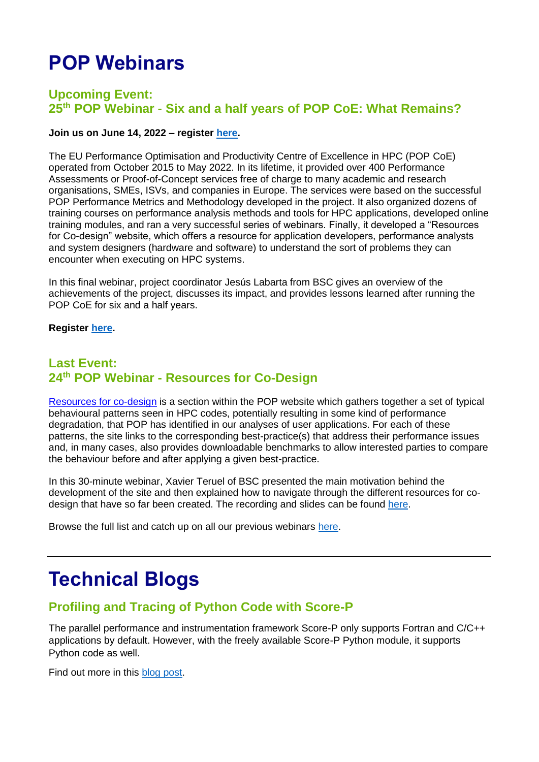# POP Webinars

## Upcoming Event:
## 25th POP Webinar - Six and a half years of POP CoE: What Remains?

**Join us on June 14, 2022 – register here.**

The EU Performance Optimisation and Productivity Centre of Excellence in HPC (POP CoE) operated from October 2015 to May 2022. In its lifetime, it provided over 400 Performance Assessments or Proof-of-Concept services free of charge to many academic and research organisations, SMEs, ISVs, and companies in Europe. The services were based on the successful POP Performance Metrics and Methodology developed in the project. It also organized dozens of training courses on performance analysis methods and tools for HPC applications, developed online training modules, and ran a very successful series of webinars. Finally, it developed a "Resources for Co-design" website, which offers a resource for application developers, performance analysts and system designers (hardware and software) to understand the sort of problems they can encounter when executing on HPC systems.

In this final webinar, project coordinator Jesús Labarta from BSC gives an overview of the achievements of the project, discusses its impact, and provides lessons learned after running the POP CoE for six and a half years.

**Register here.**

## Last Event:
## 24th POP Webinar - Resources for Co-Design

Resources for co-design is a section within the POP website which gathers together a set of typical behavioural patterns seen in HPC codes, potentially resulting in some kind of performance degradation, that POP has identified in our analyses of user applications. For each of these patterns, the site links to the corresponding best-practice(s) that address their performance issues and, in many cases, also provides downloadable benchmarks to allow interested parties to compare the behaviour before and after applying a given best-practice.

In this 30-minute webinar, Xavier Teruel of BSC presented the main motivation behind the development of the site and then explained how to navigate through the different resources for co-design that have so far been created. The recording and slides can be found here.

Browse the full list and catch up on all our previous webinars here.

---

# Technical Blogs

## Profiling and Tracing of Python Code with Score-P

The parallel performance and instrumentation framework Score-P only supports Fortran and C/C++ applications by default. However, with the freely available Score-P Python module, it supports Python code as well.

Find out more in this blog post.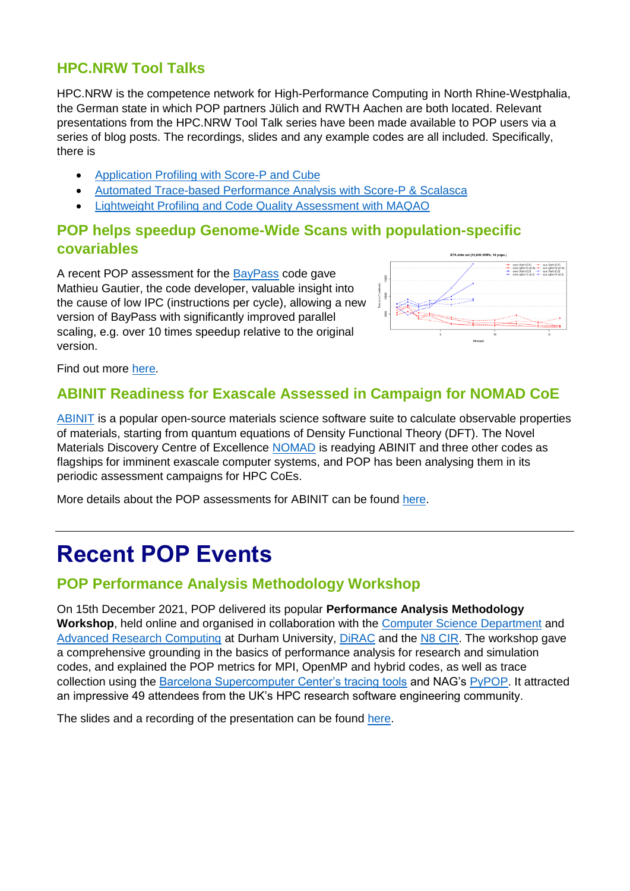## HPC.NRW Tool Talks

HPC.NRW is the competence network for High-Performance Computing in North Rhine-Westphalia, the German state in which POP partners Jülich and RWTH Aachen are both located. Relevant presentations from the HPC.NRW Tool Talk series have been made available to POP users via a series of blog posts. The recordings, slides and any example codes are all included. Specifically, there is

- Application Profiling with Score-P and Cube
- Automated Trace-based Performance Analysis with Score-P & Scalasca
- Lightweight Profiling and Code Quality Assessment with MAQAO

## POP helps speedup Genome-Wide Scans with population-specific covariables

A recent POP assessment for the BayPass code gave Mathieu Gautier, the code developer, valuable insight into the cause of low IPC (instructions per cycle), allowing a new version of BayPass with significantly improved parallel scaling, e.g. over 10 times speedup relative to the original version.

Find out more here.

## ABINIT Readiness for Exascale Assessed in Campaign for NOMAD CoE

ABINIT is a popular open-source materials science software suite to calculate observable properties of materials, starting from quantum equations of Density Functional Theory (DFT). The Novel Materials Discovery Centre of Excellence NOMAD is readying ABINIT and three other codes as flagships for imminent exascale computer systems, and POP has been analysing them in its periodic assessment campaigns for HPC CoEs.

More details about the POP assessments for ABINIT can be found here.

---

# Recent POP Events

## POP Performance Analysis Methodology Workshop

On 15th December 2021, POP delivered its popular **Performance Analysis Methodology Workshop**, held online and organised in collaboration with the Computer Science Department and Advanced Research Computing at Durham University, DiRAC and the N8 CIR. The workshop gave a comprehensive grounding in the basics of performance analysis for research and simulation codes, and explained the POP metrics for MPI, OpenMP and hybrid codes, as well as trace collection using the Barcelona Supercomputer Center's tracing tools and NAG's PyPOP. It attracted an impressive 49 attendees from the UK's HPC research software engineering community.

The slides and a recording of the presentation can be found here.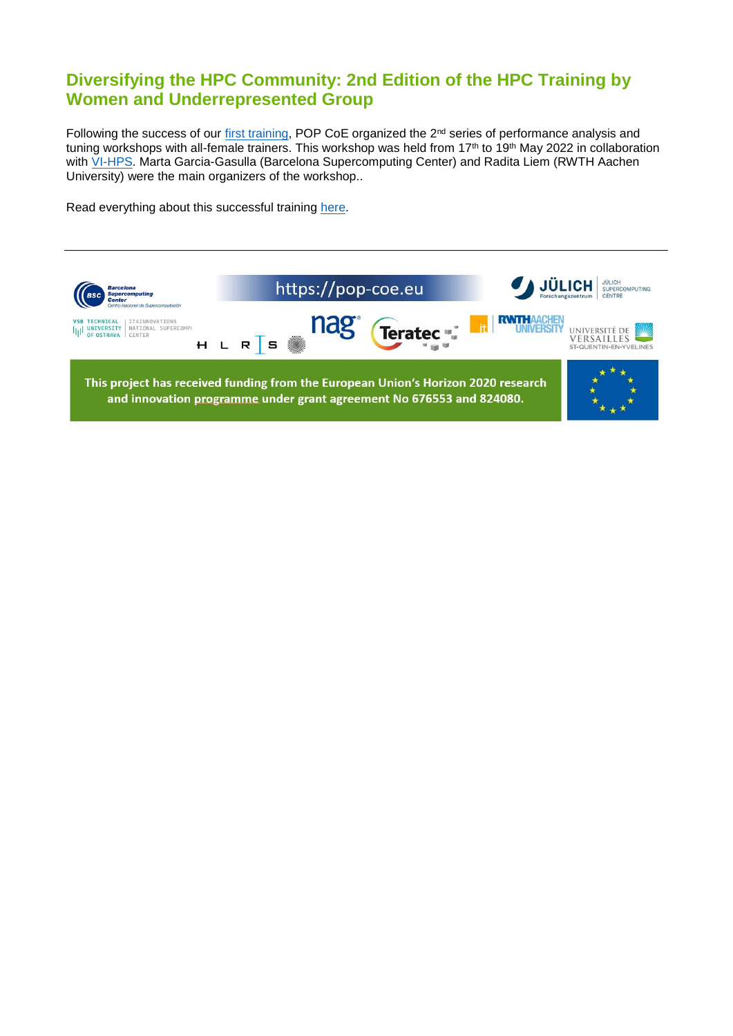## Diversifying the HPC Community: 2nd Edition of the HPC Training by Women and Underrepresented Group

Following the success of our first training, POP CoE organized the 2nd series of performance analysis and tuning workshops with all-female trainers. This workshop was held from 17th to 19th May 2022 in collaboration with VI-HPS. Marta Garcia-Gasulla (Barcelona Supercomputing Center) and Radita Liem (RWTH Aachen University) were the main organizers of the workshop..

Read everything about this successful training here.

---

https://pop-coe.eu

This project has received funding from the European Union's Horizon 2020 research and innovation programme under grant agreement No 676553 and 824080.